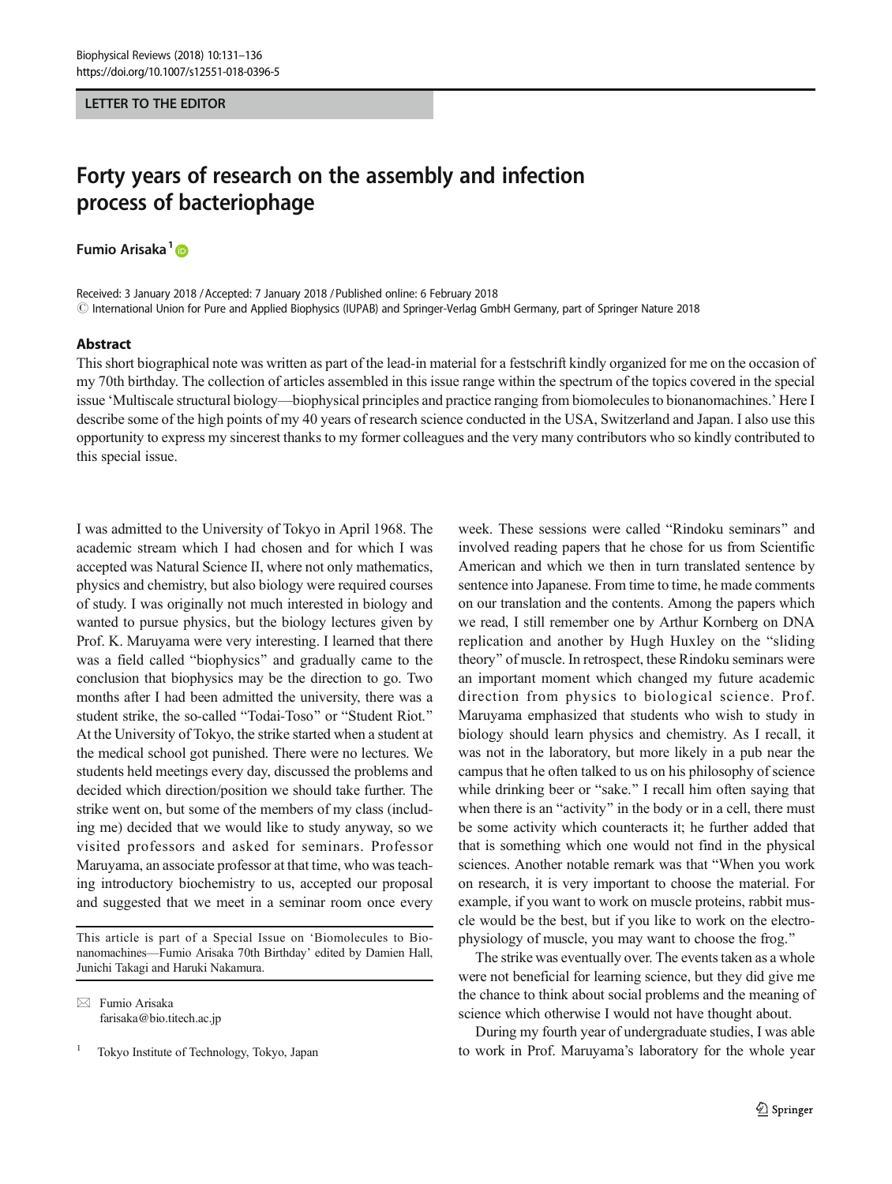LETTER TO THE EDITOR

# Forty years of research on the assembly and infection process of bacteriophage

**Fumio Arisaka**[1]

Received: 3 January 2018 / Accepted: 7 January 2018 / Published online: 6 February 2018
© International Union for Pure and Applied Biophysics (IUPAB) and Springer-Verlag GmbH Germany, part of Springer Nature 2018

## Abstract

This short biographical note was written as part of the lead-in material for a festschrift kindly organized for me on the occasion of my 70th birthday. The collection of articles assembled in this issue range within the spectrum of the topics covered in the special issue 'Multiscale structural biology—biophysical principles and practice ranging from biomolecules to bionanomachines.' Here I describe some of the high points of my 40 years of research science conducted in the USA, Switzerland and Japan. I also use this opportunity to express my sincerest thanks to my former colleagues and the very many contributors who so kindly contributed to this special issue.

I was admitted to the University of Tokyo in April 1968. The academic stream which I had chosen and for which I was accepted was Natural Science II, where not only mathematics, physics and chemistry, but also biology were required courses of study. I was originally not much interested in biology and wanted to pursue physics, but the biology lectures given by Prof. K. Maruyama were very interesting. I learned that there was a field called "biophysics" and gradually came to the conclusion that biophysics may be the direction to go. Two months after I had been admitted the university, there was a student strike, the so-called "Todai-Toso" or "Student Riot." At the University of Tokyo, the strike started when a student at the medical school got punished. There were no lectures. We students held meetings every day, discussed the problems and decided which direction/position we should take further. The strike went on, but some of the members of my class (including me) decided that we would like to study anyway, so we visited professors and asked for seminars. Professor Maruyama, an associate professor at that time, who was teaching introductory biochemistry to us, accepted our proposal and suggested that we meet in a seminar room once every week. These sessions were called "Rindoku seminars" and involved reading papers that he chose for us from Scientific American and which we then in turn translated sentence by sentence into Japanese. From time to time, he made comments on our translation and the contents. Among the papers which we read, I still remember one by Arthur Kornberg on DNA replication and another by Hugh Huxley on the "sliding theory" of muscle. In retrospect, these Rindoku seminars were an important moment which changed my future academic direction from physics to biological science. Prof. Maruyama emphasized that students who wish to study in biology should learn physics and chemistry. As I recall, it was not in the laboratory, but more likely in a pub near the campus that he often talked to us on his philosophy of science while drinking beer or "sake." I recall him often saying that when there is an "activity" in the body or in a cell, there must be some activity which counteracts it; he further added that that is something which one would not find in the physical sciences. Another notable remark was that "When you work on research, it is very important to choose the material. For example, if you want to work on muscle proteins, rabbit muscle would be the best, but if you like to work on the electrophysiology of muscle, you may want to choose the frog."

The strike was eventually over. The events taken as a whole were not beneficial for learning science, but they did give me the chance to think about social problems and the meaning of science which otherwise I would not have thought about.

During my fourth year of undergraduate studies, I was able to work in Prof. Maruyama's laboratory for the whole year

---

This article is part of a Special Issue on 'Biomolecules to Bionanomachines—Fumio Arisaka 70th Birthday' edited by Damien Hall, Junichi Takagi and Haruki Nakamura.

✉ Fumio Arisaka
farisaka@bio.titech.ac.jp

[1] Tokyo Institute of Technology, Tokyo, Japan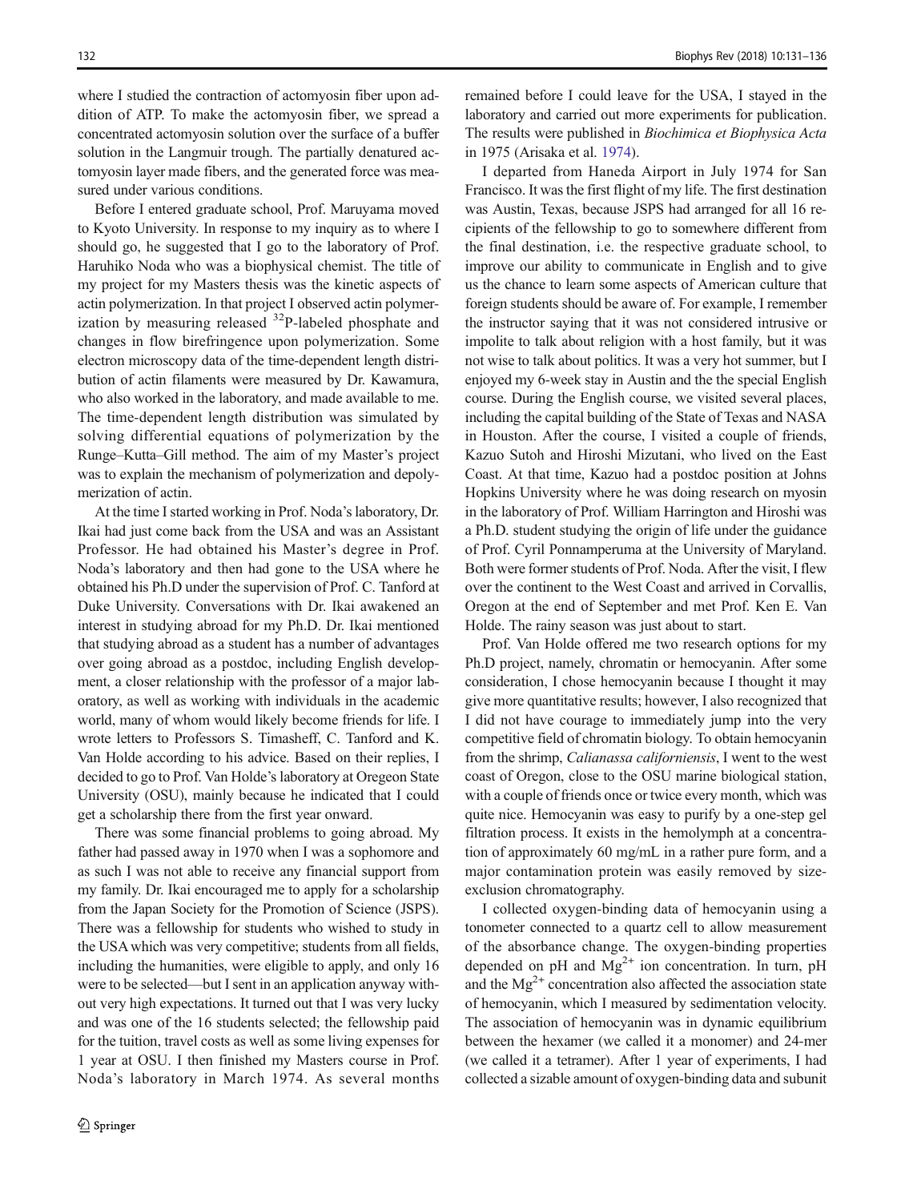where I studied the contraction of actomyosin fiber upon addition of ATP. To make the actomyosin fiber, we spread a concentrated actomyosin solution over the surface of a buffer solution in the Langmuir trough. The partially denatured actomyosin layer made fibers, and the generated force was measured under various conditions.

Before I entered graduate school, Prof. Maruyama moved to Kyoto University. In response to my inquiry as to where I should go, he suggested that I go to the laboratory of Prof. Haruhiko Noda who was a biophysical chemist. The title of my project for my Masters thesis was the kinetic aspects of actin polymerization. In that project I observed actin polymerization by measuring released $^{32}$P-labeled phosphate and changes in flow birefringence upon polymerization. Some electron microscopy data of the time-dependent length distribution of actin filaments were measured by Dr. Kawamura, who also worked in the laboratory, and made available to me. The time-dependent length distribution was simulated by solving differential equations of polymerization by the Runge–Kutta–Gill method. The aim of my Master's project was to explain the mechanism of polymerization and depolymerization of actin.

At the time I started working in Prof. Noda's laboratory, Dr. Ikai had just come back from the USA and was an Assistant Professor. He had obtained his Master's degree in Prof. Noda's laboratory and then had gone to the USA where he obtained his Ph.D under the supervision of Prof. C. Tanford at Duke University. Conversations with Dr. Ikai awakened an interest in studying abroad for my Ph.D. Dr. Ikai mentioned that studying abroad as a student has a number of advantages over going abroad as a postdoc, including English development, a closer relationship with the professor of a major laboratory, as well as working with individuals in the academic world, many of whom would likely become friends for life. I wrote letters to Professors S. Timasheff, C. Tanford and K. Van Holde according to his advice. Based on their replies, I decided to go to Prof. Van Holde's laboratory at Oregeon State University (OSU), mainly because he indicated that I could get a scholarship there from the first year onward.

There was some financial problems to going abroad. My father had passed away in 1970 when I was a sophomore and as such I was not able to receive any financial support from my family. Dr. Ikai encouraged me to apply for a scholarship from the Japan Society for the Promotion of Science (JSPS). There was a fellowship for students who wished to study in the USA which was very competitive; students from all fields, including the humanities, were eligible to apply, and only 16 were to be selected—but I sent in an application anyway without very high expectations. It turned out that I was very lucky and was one of the 16 students selected; the fellowship paid for the tuition, travel costs as well as some living expenses for 1 year at OSU. I then finished my Masters course in Prof. Noda's laboratory in March 1974. As several months remained before I could leave for the USA, I stayed in the laboratory and carried out more experiments for publication. The results were published in *Biochimica et Biophysica Acta* in 1975 (Arisaka et al. 1974).

I departed from Haneda Airport in July 1974 for San Francisco. It was the first flight of my life. The first destination was Austin, Texas, because JSPS had arranged for all 16 recipients of the fellowship to go to somewhere different from the final destination, i.e. the respective graduate school, to improve our ability to communicate in English and to give us the chance to learn some aspects of American culture that foreign students should be aware of. For example, I remember the instructor saying that it was not considered intrusive or impolite to talk about religion with a host family, but it was not wise to talk about politics. It was a very hot summer, but I enjoyed my 6-week stay in Austin and the the special English course. During the English course, we visited several places, including the capital building of the State of Texas and NASA in Houston. After the course, I visited a couple of friends, Kazuo Sutoh and Hiroshi Mizutani, who lived on the East Coast. At that time, Kazuo had a postdoc position at Johns Hopkins University where he was doing research on myosin in the laboratory of Prof. William Harrington and Hiroshi was a Ph.D. student studying the origin of life under the guidance of Prof. Cyril Ponnamperuma at the University of Maryland. Both were former students of Prof. Noda. After the visit, I flew over the continent to the West Coast and arrived in Corvallis, Oregon at the end of September and met Prof. Ken E. Van Holde. The rainy season was just about to start.

Prof. Van Holde offered me two research options for my Ph.D project, namely, chromatin or hemocyanin. After some consideration, I chose hemocyanin because I thought it may give more quantitative results; however, I also recognized that I did not have courage to immediately jump into the very competitive field of chromatin biology. To obtain hemocyanin from the shrimp, *Calianassa californiensis*, I went to the west coast of Oregon, close to the OSU marine biological station, with a couple of friends once or twice every month, which was quite nice. Hemocyanin was easy to purify by a one-step gel filtration process. It exists in the hemolymph at a concentration of approximately 60 mg/mL in a rather pure form, and a major contamination protein was easily removed by size-exclusion chromatography.

I collected oxygen-binding data of hemocyanin using a tonometer connected to a quartz cell to allow measurement of the absorbance change. The oxygen-binding properties depended on pH and $Mg^{2+}$ ion concentration. In turn, pH and the $Mg^{2+}$ concentration also affected the association state of hemocyanin, which I measured by sedimentation velocity. The association of hemocyanin was in dynamic equilibrium between the hexamer (we called it a monomer) and 24-mer (we called it a tetramer). After 1 year of experiments, I had collected a sizable amount of oxygen-binding data and subunit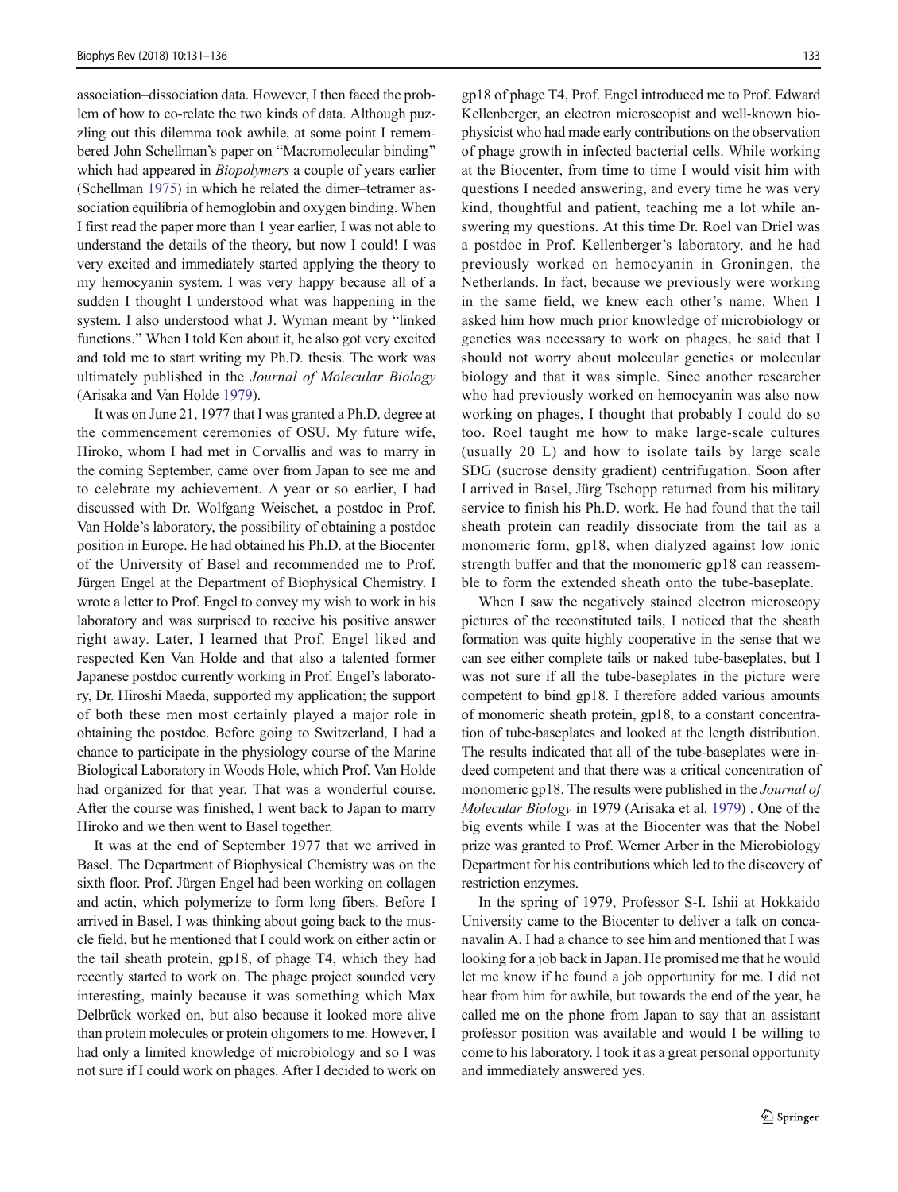association–dissociation data. However, I then faced the problem of how to co-relate the two kinds of data. Although puzzling out this dilemma took awhile, at some point I remembered John Schellman's paper on "Macromolecular binding" which had appeared in *Biopolymers* a couple of years earlier (Schellman 1975) in which he related the dimer–tetramer association equilibria of hemoglobin and oxygen binding. When I first read the paper more than 1 year earlier, I was not able to understand the details of the theory, but now I could! I was very excited and immediately started applying the theory to my hemocyanin system. I was very happy because all of a sudden I thought I understood what was happening in the system. I also understood what J. Wyman meant by "linked functions." When I told Ken about it, he also got very excited and told me to start writing my Ph.D. thesis. The work was ultimately published in the *Journal of Molecular Biology* (Arisaka and Van Holde 1979).

It was on June 21, 1977 that I was granted a Ph.D. degree at the commencement ceremonies of OSU. My future wife, Hiroko, whom I had met in Corvallis and was to marry in the coming September, came over from Japan to see me and to celebrate my achievement. A year or so earlier, I had discussed with Dr. Wolfgang Weischet, a postdoc in Prof. Van Holde's laboratory, the possibility of obtaining a postdoc position in Europe. He had obtained his Ph.D. at the Biocenter of the University of Basel and recommended me to Prof. Jürgen Engel at the Department of Biophysical Chemistry. I wrote a letter to Prof. Engel to convey my wish to work in his laboratory and was surprised to receive his positive answer right away. Later, I learned that Prof. Engel liked and respected Ken Van Holde and that also a talented former Japanese postdoc currently working in Prof. Engel's laboratory, Dr. Hiroshi Maeda, supported my application; the support of both these men most certainly played a major role in obtaining the postdoc. Before going to Switzerland, I had a chance to participate in the physiology course of the Marine Biological Laboratory in Woods Hole, which Prof. Van Holde had organized for that year. That was a wonderful course. After the course was finished, I went back to Japan to marry Hiroko and we then went to Basel together.

It was at the end of September 1977 that we arrived in Basel. The Department of Biophysical Chemistry was on the sixth floor. Prof. Jürgen Engel had been working on collagen and actin, which polymerize to form long fibers. Before I arrived in Basel, I was thinking about going back to the muscle field, but he mentioned that I could work on either actin or the tail sheath protein, gp18, of phage T4, which they had recently started to work on. The phage project sounded very interesting, mainly because it was something which Max Delbrück worked on, but also because it looked more alive than protein molecules or protein oligomers to me. However, I had only a limited knowledge of microbiology and so I was not sure if I could work on phages. After I decided to work on gp18 of phage T4, Prof. Engel introduced me to Prof. Edward Kellenberger, an electron microscopist and well-known biophysicist who had made early contributions on the observation of phage growth in infected bacterial cells. While working at the Biocenter, from time to time I would visit him with questions I needed answering, and every time he was very kind, thoughtful and patient, teaching me a lot while answering my questions. At this time Dr. Roel van Driel was a postdoc in Prof. Kellenberger's laboratory, and he had previously worked on hemocyanin in Groningen, the Netherlands. In fact, because we previously were working in the same field, we knew each other's name. When I asked him how much prior knowledge of microbiology or genetics was necessary to work on phages, he said that I should not worry about molecular genetics or molecular biology and that it was simple. Since another researcher who had previously worked on hemocyanin was also now working on phages, I thought that probably I could do so too. Roel taught me how to make large-scale cultures (usually 20 L) and how to isolate tails by large scale SDG (sucrose density gradient) centrifugation. Soon after I arrived in Basel, Jürg Tschopp returned from his military service to finish his Ph.D. work. He had found that the tail sheath protein can readily dissociate from the tail as a monomeric form, gp18, when dialyzed against low ionic strength buffer and that the monomeric gp18 can reassemble to form the extended sheath onto the tube-baseplate.

When I saw the negatively stained electron microscopy pictures of the reconstituted tails, I noticed that the sheath formation was quite highly cooperative in the sense that we can see either complete tails or naked tube-baseplates, but I was not sure if all the tube-baseplates in the picture were competent to bind gp18. I therefore added various amounts of monomeric sheath protein, gp18, to a constant concentration of tube-baseplates and looked at the length distribution. The results indicated that all of the tube-baseplates were indeed competent and that there was a critical concentration of monomeric gp18. The results were published in the *Journal of Molecular Biology* in 1979 (Arisaka et al. 1979) . One of the big events while I was at the Biocenter was that the Nobel prize was granted to Prof. Werner Arber in the Microbiology Department for his contributions which led to the discovery of restriction enzymes.

In the spring of 1979, Professor S-I. Ishii at Hokkaido University came to the Biocenter to deliver a talk on concanavalin A. I had a chance to see him and mentioned that I was looking for a job back in Japan. He promised me that he would let me know if he found a job opportunity for me. I did not hear from him for awhile, but towards the end of the year, he called me on the phone from Japan to say that an assistant professor position was available and would I be willing to come to his laboratory. I took it as a great personal opportunity and immediately answered yes.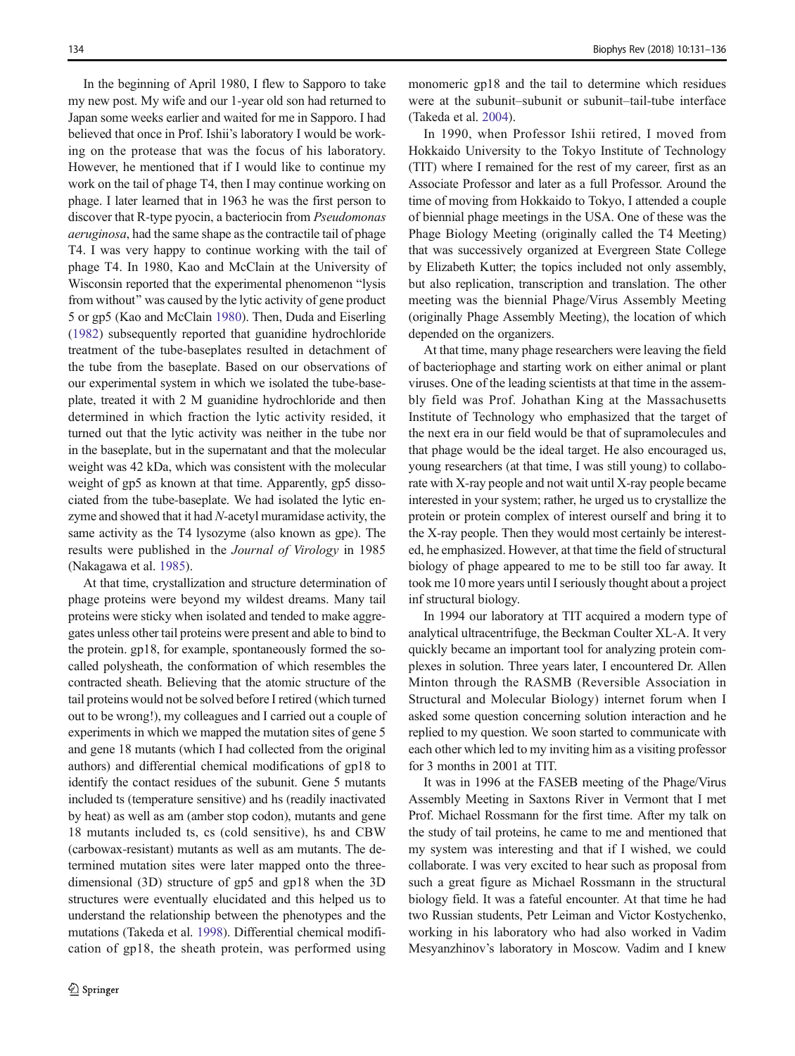In the beginning of April 1980, I flew to Sapporo to take my new post. My wife and our 1-year old son had returned to Japan some weeks earlier and waited for me in Sapporo. I had believed that once in Prof. Ishii's laboratory I would be working on the protease that was the focus of his laboratory. However, he mentioned that if I would like to continue my work on the tail of phage T4, then I may continue working on phage. I later learned that in 1963 he was the first person to discover that R-type pyocin, a bacteriocin from *Pseudomonas aeruginosa*, had the same shape as the contractile tail of phage T4. I was very happy to continue working with the tail of phage T4. In 1980, Kao and McClain at the University of Wisconsin reported that the experimental phenomenon "lysis from without" was caused by the lytic activity of gene product 5 or gp5 (Kao and McClain 1980). Then, Duda and Eiserling (1982) subsequently reported that guanidine hydrochloride treatment of the tube-baseplates resulted in detachment of the tube from the baseplate. Based on our observations of our experimental system in which we isolated the tube-baseplate, treated it with 2 M guanidine hydrochloride and then determined in which fraction the lytic activity resided, it turned out that the lytic activity was neither in the tube nor in the baseplate, but in the supernatant and that the molecular weight was 42 kDa, which was consistent with the molecular weight of gp5 as known at that time. Apparently, gp5 dissociated from the tube-baseplate. We had isolated the lytic enzyme and showed that it had *N*-acetyl muramidase activity, the same activity as the T4 lysozyme (also known as gpe). The results were published in the *Journal of Virology* in 1985 (Nakagawa et al. 1985).

At that time, crystallization and structure determination of phage proteins were beyond my wildest dreams. Many tail proteins were sticky when isolated and tended to make aggregates unless other tail proteins were present and able to bind to the protein. gp18, for example, spontaneously formed the so-called polysheath, the conformation of which resembles the contracted sheath. Believing that the atomic structure of the tail proteins would not be solved before I retired (which turned out to be wrong!), my colleagues and I carried out a couple of experiments in which we mapped the mutation sites of gene 5 and gene 18 mutants (which I had collected from the original authors) and differential chemical modifications of gp18 to identify the contact residues of the subunit. Gene 5 mutants included ts (temperature sensitive) and hs (readily inactivated by heat) as well as am (amber stop codon), mutants and gene 18 mutants included ts, cs (cold sensitive), hs and CBW (carbowax-resistant) mutants as well as am mutants. The determined mutation sites were later mapped onto the three-dimensional (3D) structure of gp5 and gp18 when the 3D structures were eventually elucidated and this helped us to understand the relationship between the phenotypes and the mutations (Takeda et al. 1998). Differential chemical modification of gp18, the sheath protein, was performed using monomeric gp18 and the tail to determine which residues were at the subunit–subunit or subunit–tail-tube interface (Takeda et al. 2004).

In 1990, when Professor Ishii retired, I moved from Hokkaido University to the Tokyo Institute of Technology (TIT) where I remained for the rest of my career, first as an Associate Professor and later as a full Professor. Around the time of moving from Hokkaido to Tokyo, I attended a couple of biennial phage meetings in the USA. One of these was the Phage Biology Meeting (originally called the T4 Meeting) that was successively organized at Evergreen State College by Elizabeth Kutter; the topics included not only assembly, but also replication, transcription and translation. The other meeting was the biennial Phage/Virus Assembly Meeting (originally Phage Assembly Meeting), the location of which depended on the organizers.

At that time, many phage researchers were leaving the field of bacteriophage and starting work on either animal or plant viruses. One of the leading scientists at that time in the assembly field was Prof. Johathan King at the Massachusetts Institute of Technology who emphasized that the target of the next era in our field would be that of supramolecules and that phage would be the ideal target. He also encouraged us, young researchers (at that time, I was still young) to collaborate with X-ray people and not wait until X-ray people became interested in your system; rather, he urged us to crystallize the protein or protein complex of interest ourself and bring it to the X-ray people. Then they would most certainly be interested, he emphasized. However, at that time the field of structural biology of phage appeared to me to be still too far away. It took me 10 more years until I seriously thought about a project inf structural biology.

In 1994 our laboratory at TIT acquired a modern type of analytical ultracentrifuge, the Beckman Coulter XL-A. It very quickly became an important tool for analyzing protein complexes in solution. Three years later, I encountered Dr. Allen Minton through the RASMB (Reversible Association in Structural and Molecular Biology) internet forum when I asked some question concerning solution interaction and he replied to my question. We soon started to communicate with each other which led to my inviting him as a visiting professor for 3 months in 2001 at TIT.

It was in 1996 at the FASEB meeting of the Phage/Virus Assembly Meeting in Saxtons River in Vermont that I met Prof. Michael Rossmann for the first time. After my talk on the study of tail proteins, he came to me and mentioned that my system was interesting and that if I wished, we could collaborate. I was very excited to hear such as proposal from such a great figure as Michael Rossmann in the structural biology field. It was a fateful encounter. At that time he had two Russian students, Petr Leiman and Victor Kostychenko, working in his laboratory who had also worked in Vadim Mesyanzhinov's laboratory in Moscow. Vadim and I knew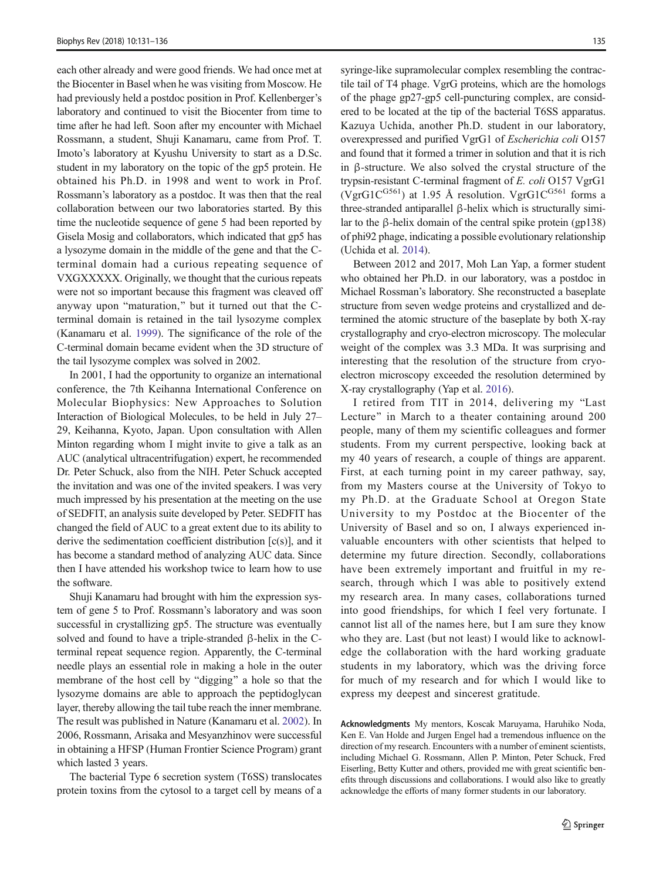each other already and were good friends. We had once met at the Biocenter in Basel when he was visiting from Moscow. He had previously held a postdoc position in Prof. Kellenberger's laboratory and continued to visit the Biocenter from time to time after he had left. Soon after my encounter with Michael Rossmann, a student, Shuji Kanamaru, came from Prof. T. Imoto's laboratory at Kyushu University to start as a D.Sc. student in my laboratory on the topic of the gp5 protein. He obtained his Ph.D. in 1998 and went to work in Prof. Rossmann's laboratory as a postdoc. It was then that the real collaboration between our two laboratories started. By this time the nucleotide sequence of gene 5 had been reported by Gisela Mosig and collaborators, which indicated that gp5 has a lysozyme domain in the middle of the gene and that the C-terminal domain had a curious repeating sequence of VXGXXXXX. Originally, we thought that the curious repeats were not so important because this fragment was cleaved off anyway upon "maturation," but it turned out that the C-terminal domain is retained in the tail lysozyme complex (Kanamaru et al. 1999). The significance of the role of the C-terminal domain became evident when the 3D structure of the tail lysozyme complex was solved in 2002.

In 2001, I had the opportunity to organize an international conference, the 7th Keihanna International Conference on Molecular Biophysics: New Approaches to Solution Interaction of Biological Molecules, to be held in July 27–29, Keihanna, Kyoto, Japan. Upon consultation with Allen Minton regarding whom I might invite to give a talk as an AUC (analytical ultracentrifugation) expert, he recommended Dr. Peter Schuck, also from the NIH. Peter Schuck accepted the invitation and was one of the invited speakers. I was very much impressed by his presentation at the meeting on the use of SEDFIT, an analysis suite developed by Peter. SEDFIT has changed the field of AUC to a great extent due to its ability to derive the sedimentation coefficient distribution [c(s)], and it has become a standard method of analyzing AUC data. Since then I have attended his workshop twice to learn how to use the software.

Shuji Kanamaru had brought with him the expression system of gene 5 to Prof. Rossmann's laboratory and was soon successful in crystallizing gp5. The structure was eventually solved and found to have a triple-stranded β-helix in the C-terminal repeat sequence region. Apparently, the C-terminal needle plays an essential role in making a hole in the outer membrane of the host cell by "digging" a hole so that the lysozyme domains are able to approach the peptidoglycan layer, thereby allowing the tail tube reach the inner membrane. The result was published in Nature (Kanamaru et al. 2002). In 2006, Rossmann, Arisaka and Mesyanzhinov were successful in obtaining a HFSP (Human Frontier Science Program) grant which lasted 3 years.

The bacterial Type 6 secretion system (T6SS) translocates protein toxins from the cytosol to a target cell by means of a syringe-like supramolecular complex resembling the contractile tail of T4 phage. VgrG proteins, which are the homologs of the phage gp27-gp5 cell-puncturing complex, are considered to be located at the tip of the bacterial T6SS apparatus. Kazuya Uchida, another Ph.D. student in our laboratory, overexpressed and purified VgrG1 of *Escherichia coli* O157 and found that it formed a trimer in solution and that it is rich in β-structure. We also solved the crystal structure of the trypsin-resistant C-terminal fragment of *E. coli* O157 VgrG1 ($\text{VgrG1C}^{\text{G561}}$) at 1.95 Å resolution. $\text{VgrG1C}^{\text{G561}}$ forms a three-stranded antiparallel β-helix which is structurally similar to the β-helix domain of the central spike protein (gp138) of phi92 phage, indicating a possible evolutionary relationship (Uchida et al. 2014).

Between 2012 and 2017, Moh Lan Yap, a former student who obtained her Ph.D. in our laboratory, was a postdoc in Michael Rossman's laboratory. She reconstructed a baseplate structure from seven wedge proteins and crystallized and determined the atomic structure of the baseplate by both X-ray crystallography and cryo-electron microscopy. The molecular weight of the complex was 3.3 MDa. It was surprising and interesting that the resolution of the structure from cryo-electron microscopy exceeded the resolution determined by X-ray crystallography (Yap et al. 2016).

I retired from TIT in 2014, delivering my "Last Lecture" in March to a theater containing around 200 people, many of them my scientific colleagues and former students. From my current perspective, looking back at my 40 years of research, a couple of things are apparent. First, at each turning point in my career pathway, say, from my Masters course at the University of Tokyo to my Ph.D. at the Graduate School at Oregon State University to my Postdoc at the Biocenter of the University of Basel and so on, I always experienced invaluable encounters with other scientists that helped to determine my future direction. Secondly, collaborations have been extremely important and fruitful in my research, through which I was able to positively extend my research area. In many cases, collaborations turned into good friendships, for which I feel very fortunate. I cannot list all of the names here, but I am sure they know who they are. Last (but not least) I would like to acknowledge the collaboration with the hard working graduate students in my laboratory, which was the driving force for much of my research and for which I would like to express my deepest and sincerest gratitude.

**Acknowledgments** My mentors, Koscak Maruyama, Haruhiko Noda, Ken E. Van Holde and Jurgen Engel had a tremendous influence on the direction of my research. Encounters with a number of eminent scientists, including Michael G. Rossmann, Allen P. Minton, Peter Schuck, Fred Eiserling, Betty Kutter and others, provided me with great scientific benefits through discussions and collaborations. I would also like to greatly acknowledge the efforts of many former students in our laboratory.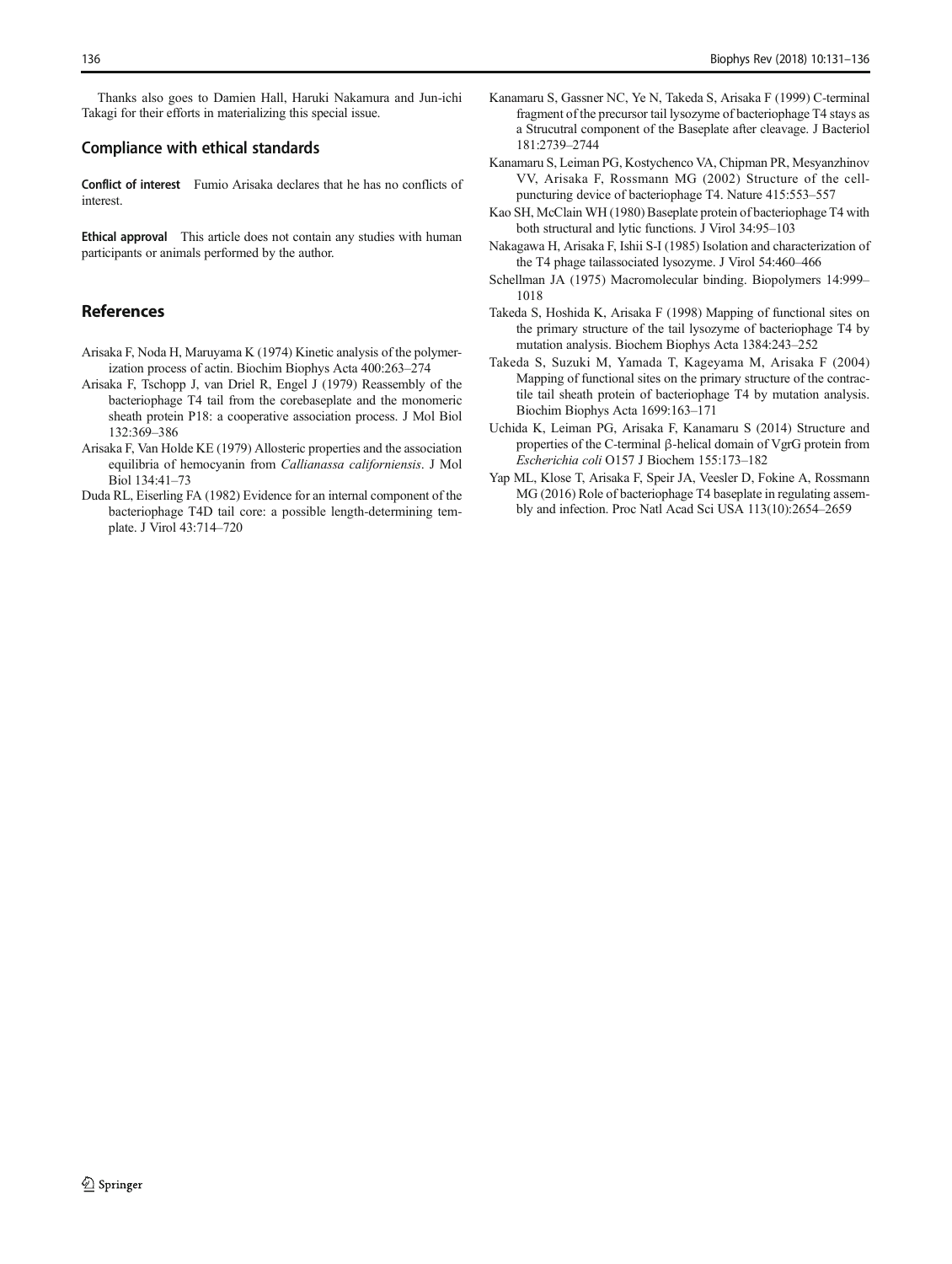Thanks also goes to Damien Hall, Haruki Nakamura and Jun-ichi Takagi for their efforts in materializing this special issue.

## Compliance with ethical standards

**Conflict of interest** Fumio Arisaka declares that he has no conflicts of interest.

**Ethical approval** This article does not contain any studies with human participants or animals performed by the author.

## References

Arisaka F, Noda H, Maruyama K (1974) Kinetic analysis of the polymerization process of actin. Biochim Biophys Acta 400:263–274

Arisaka F, Tschopp J, van Driel R, Engel J (1979) Reassembly of the bacteriophage T4 tail from the corebaseplate and the monomeric sheath protein P18: a cooperative association process. J Mol Biol 132:369–386

Arisaka F, Van Holde KE (1979) Allosteric properties and the association equilibria of hemocyanin from *Callianassa californiensis*. J Mol Biol 134:41–73

Duda RL, Eiserling FA (1982) Evidence for an internal component of the bacteriophage T4D tail core: a possible length-determining template. J Virol 43:714–720

Kanamaru S, Gassner NC, Ye N, Takeda S, Arisaka F (1999) C-terminal fragment of the precursor tail lysozyme of bacteriophage T4 stays as a Strucutral component of the Baseplate after cleavage. J Bacteriol 181:2739–2744

Kanamaru S, Leiman PG, Kostychenco VA, Chipman PR, Mesyanzhinov VV, Arisaka F, Rossmann MG (2002) Structure of the cell-puncturing device of bacteriophage T4. Nature 415:553–557

Kao SH, McClain WH (1980) Baseplate protein of bacteriophage T4 with both structural and lytic functions. J Virol 34:95–103

Nakagawa H, Arisaka F, Ishii S-I (1985) Isolation and characterization of the T4 phage tailassociated lysozyme. J Virol 54:460–466

Schellman JA (1975) Macromolecular binding. Biopolymers 14:999–1018

Takeda S, Hoshida K, Arisaka F (1998) Mapping of functional sites on the primary structure of the tail lysozyme of bacteriophage T4 by mutation analysis. Biochem Biophys Acta 1384:243–252

Takeda S, Suzuki M, Yamada T, Kageyama M, Arisaka F (2004) Mapping of functional sites on the primary structure of the contractile tail sheath protein of bacteriophage T4 by mutation analysis. Biochim Biophys Acta 1699:163–171

Uchida K, Leiman PG, Arisaka F, Kanamaru S (2014) Structure and properties of the C-terminal β-helical domain of VgrG protein from *Escherichia coli* O157 J Biochem 155:173–182

Yap ML, Klose T, Arisaka F, Speir JA, Veesler D, Fokine A, Rossmann MG (2016) Role of bacteriophage T4 baseplate in regulating assembly and infection. Proc Natl Acad Sci USA 113(10):2654–2659